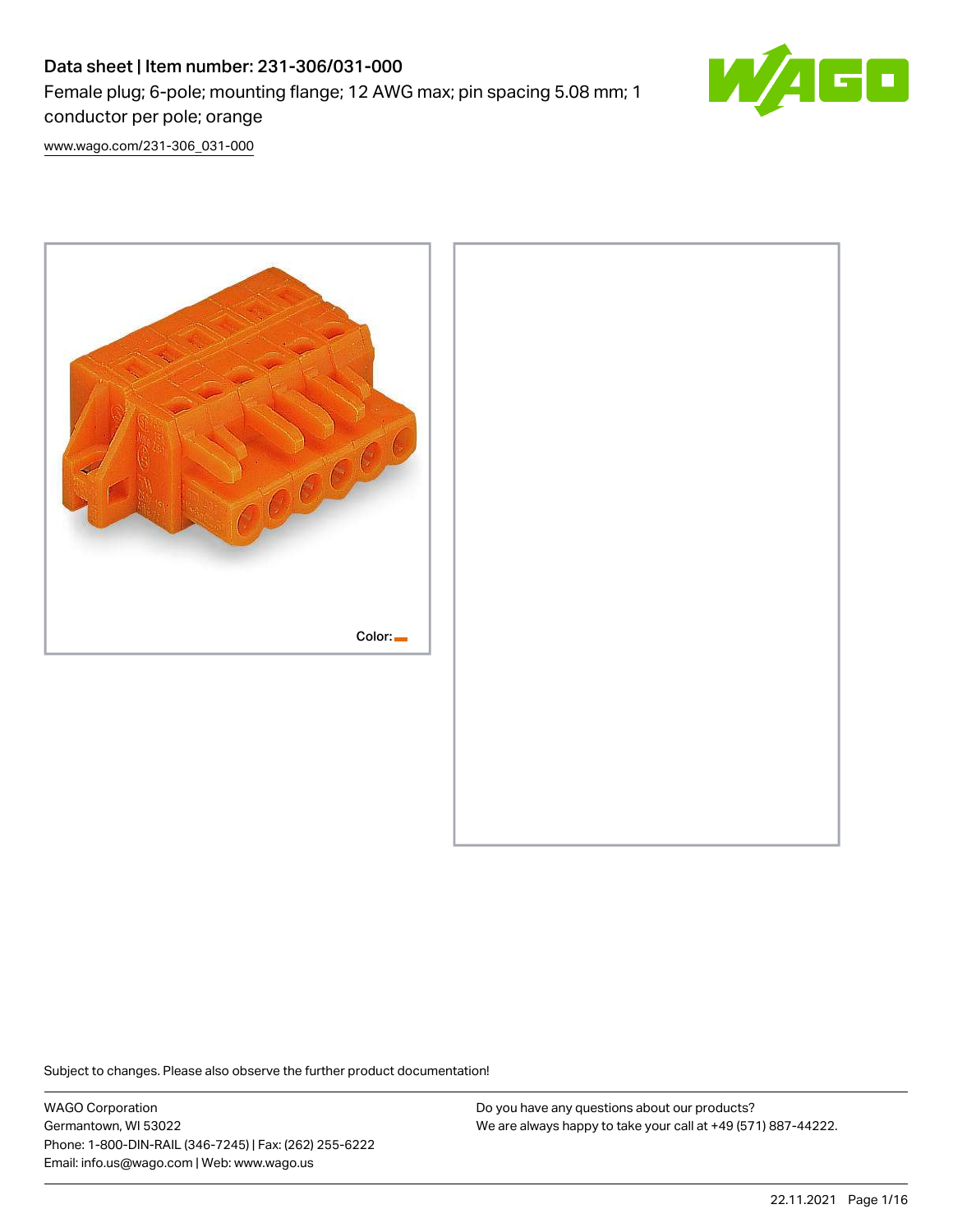# Data sheet | Item number: 231-306/031-000

Female plug; 6-pole; mounting flange; 12 AWG max; pin spacing 5.08 mm; 1 conductor per pole; orange

www.wago.com/231-306_031-000

Color:

Subject to changes. Please also observe the further product documentation!

WAGO Corporation
Germantown, WI 53022
Phone: 1-800-DIN-RAIL (346-7245) | Fax: (262) 255-6222
Email: info.us@wago.com | Web: www.wago.us

Do you have any questions about our products?
We are always happy to take your call at +49 (571) 887-44222.

22.11.2021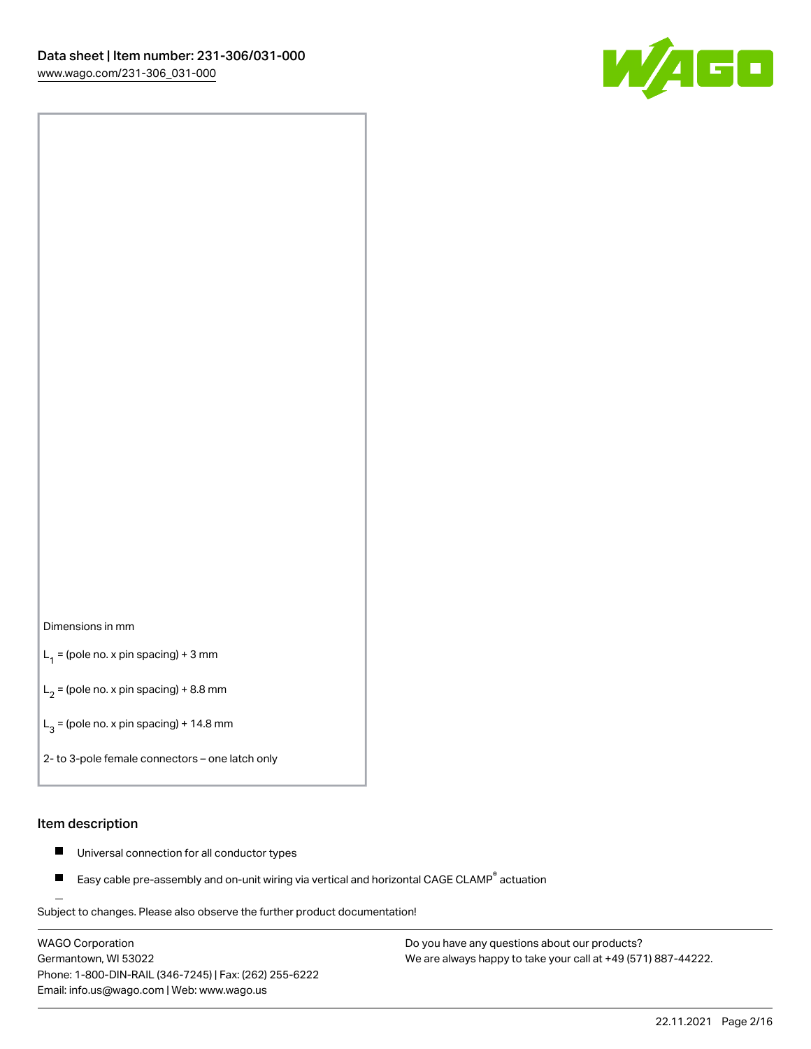Dimensions in mm

$L_1$ = (pole no. x pin spacing) + 3 mm

$L_2$ = (pole no. x pin spacing) + 8.8 mm

$L_3$ = (pole no. x pin spacing) + 14.8 mm

2- to 3-pole female connectors – one latch only

## Item description

- Universal connection for all conductor types
- Easy cable pre-assembly and on-unit wiring via vertical and horizontal CAGE CLAMP® actuation

Subject to changes. Please also observe the further product documentation!

WAGO Corporation
Germantown, WI 53022
Phone: 1-800-DIN-RAIL (346-7245) | Fax: (262) 255-6222
Email: info.us@wago.com | Web: www.wago.us

Do you have any questions about our products?
We are always happy to take your call at +49 (571) 887-44222.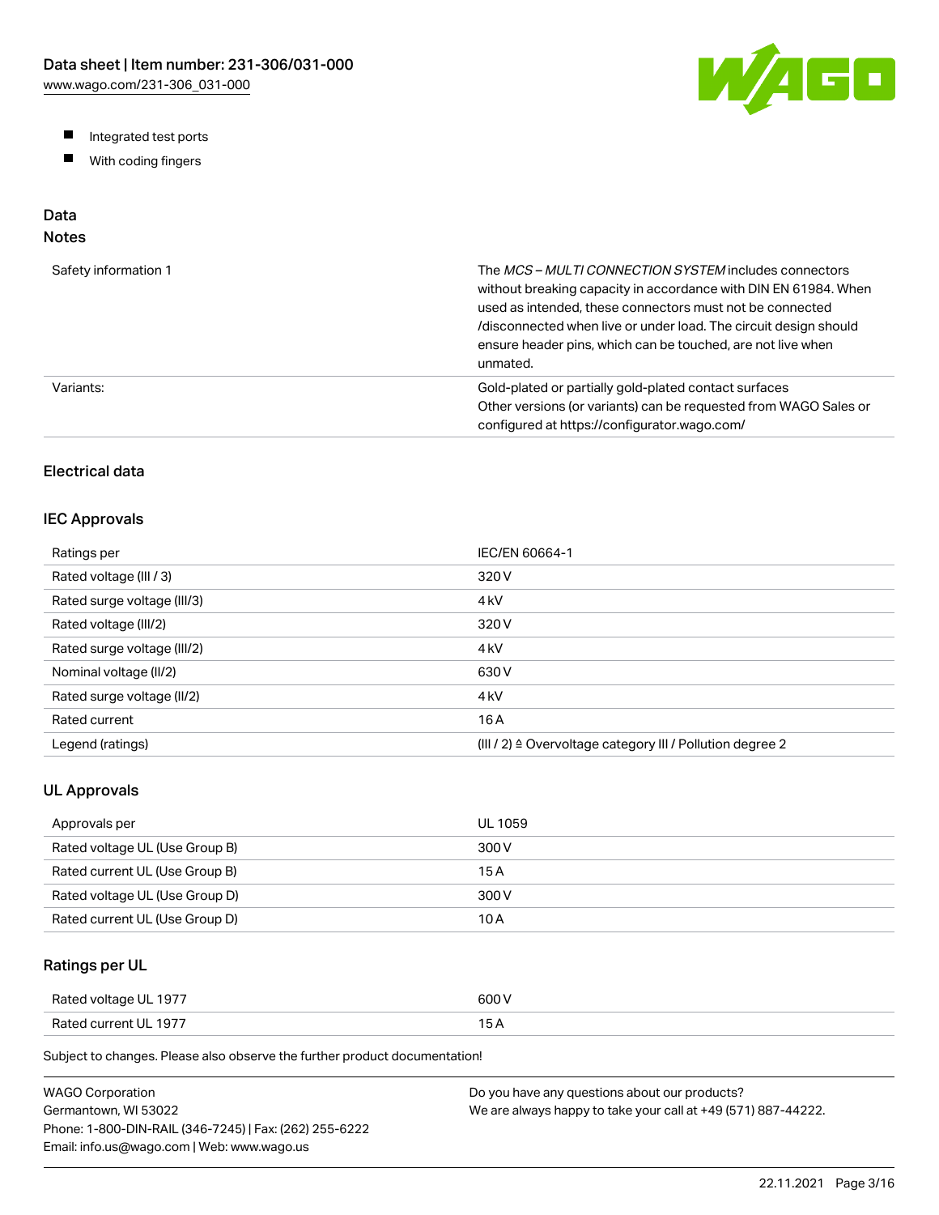- Integrated test ports
- With coding fingers

## Data
### Notes

| | |
|---|---|
| Safety information 1 | The *MCS – MULTI CONNECTION SYSTEM* includes connectors without breaking capacity in accordance with DIN EN 61984. When used as intended, these connectors must not be connected /disconnected when live or under load. The circuit design should ensure header pins, which can be touched, are not live when unmated. |
| Variants: | Gold-plated or partially gold-plated contact surfaces<br>Other versions (or variants) can be requested from WAGO Sales or configured at https://configurator.wago.com/ |

### Electrical data

### IEC Approvals

| | |
|---|---|
| Ratings per | IEC/EN 60664-1 |
| Rated voltage (III / 3) | 320 V |
| Rated surge voltage (III/3) | 4 kV |
| Rated voltage (III/2) | 320 V |
| Rated surge voltage (III/2) | 4 kV |
| Nominal voltage (II/2) | 630 V |
| Rated surge voltage (II/2) | 4 kV |
| Rated current | 16 A |
| Legend (ratings) | (III / 2) ≙ Overvoltage category III / Pollution degree 2 |

### UL Approvals

| | |
|---|---|
| Approvals per | UL 1059 |
| Rated voltage UL (Use Group B) | 300 V |
| Rated current UL (Use Group B) | 15 A |
| Rated voltage UL (Use Group D) | 300 V |
| Rated current UL (Use Group D) | 10 A |

### Ratings per UL

| | |
|---|---|
| Rated voltage UL 1977 | 600 V |
| Rated current UL 1977 | 15 A |

Subject to changes. Please also observe the further product documentation!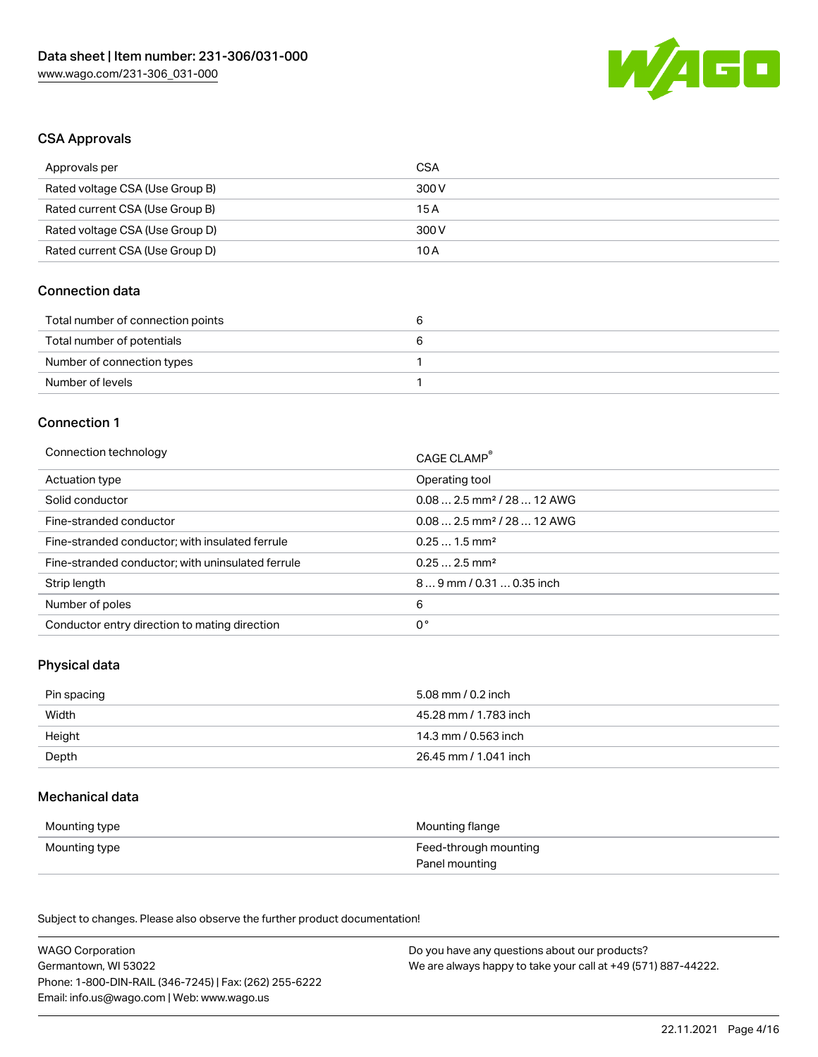## CSA Approvals

| | |
|---|---|
| Approvals per | CSA |
| Rated voltage CSA (Use Group B) | 300 V |
| Rated current CSA (Use Group B) | 15 A |
| Rated voltage CSA (Use Group D) | 300 V |
| Rated current CSA (Use Group D) | 10 A |

## Connection data

| | |
|---|---|
| Total number of connection points | 6 |
| Total number of potentials | 6 |
| Number of connection types | 1 |
| Number of levels | 1 |

## Connection 1

| | |
|---|---|
| Connection technology | CAGE CLAMP® |
| Actuation type | Operating tool |
| Solid conductor | 0.08 … 2.5 mm² / 28 … 12 AWG |
| Fine-stranded conductor | 0.08 … 2.5 mm² / 28 … 12 AWG |
| Fine-stranded conductor; with insulated ferrule | 0.25 … 1.5 mm² |
| Fine-stranded conductor; with uninsulated ferrule | 0.25 … 2.5 mm² |
| Strip length | 8 … 9 mm / 0.31 … 0.35 inch |
| Number of poles | 6 |
| Conductor entry direction to mating direction | 0 ° |

## Physical data

| | |
|---|---|
| Pin spacing | 5.08 mm / 0.2 inch |
| Width | 45.28 mm / 1.783 inch |
| Height | 14.3 mm / 0.563 inch |
| Depth | 26.45 mm / 1.041 inch |

## Mechanical data

| | |
|---|---|
| Mounting type | Mounting flange |
| Mounting type | Feed-through mounting<br>Panel mounting |

Subject to changes. Please also observe the further product documentation!

WAGO Corporation
Germantown, WI 53022
Phone: 1-800-DIN-RAIL (346-7245) | Fax: (262) 255-6222
Email: info.us@wago.com | Web: www.wago.us

Do you have any questions about our products?
We are always happy to take your call at +49 (571) 887-44222.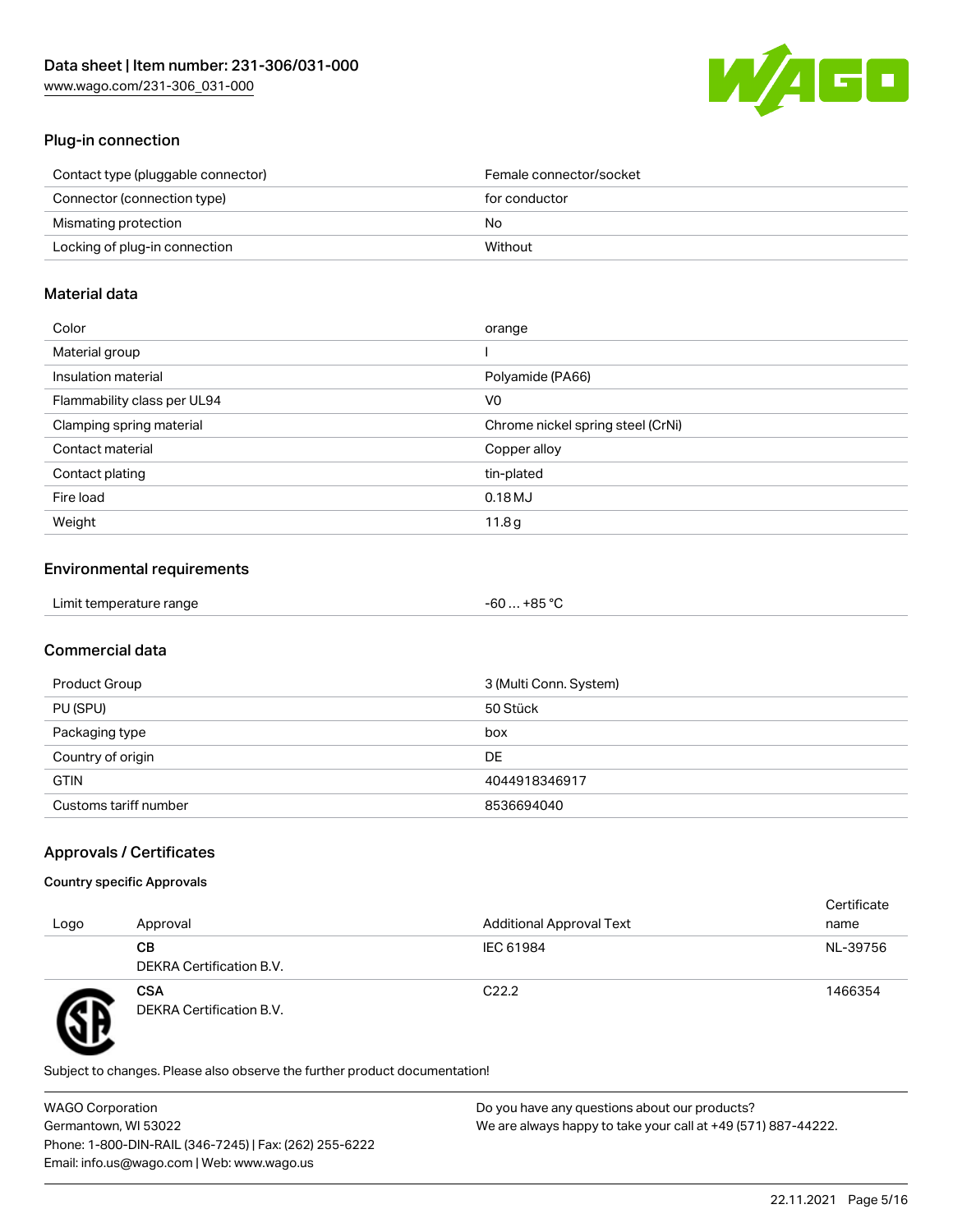## Plug-in connection

| | |
|---|---|
| Contact type (pluggable connector) | Female connector/socket |
| Connector (connection type) | for conductor |
| Mismating protection | No |
| Locking of plug-in connection | Without |

## Material data

| | |
|---|---|
| Color | orange |
| Material group | I |
| Insulation material | Polyamide (PA66) |
| Flammability class per UL94 | V0 |
| Clamping spring material | Chrome nickel spring steel (CrNi) |
| Contact material | Copper alloy |
| Contact plating | tin-plated |
| Fire load | 0.18 MJ |
| Weight | 11.8 g |

## Environmental requirements

| | |
|---|---|
| Limit temperature range | -60 … +85 °C |

## Commercial data

| | |
|---|---|
| Product Group | 3 (Multi Conn. System) |
| PU (SPU) | 50 Stück |
| Packaging type | box |
| Country of origin | DE |
| GTIN | 4044918346917 |
| Customs tariff number | 8536694040 |

## Approvals / Certificates

### Country specific Approvals

| Logo | Approval | Additional Approval Text | Certificate name |
|---|---|---|---|
| | **CB**<br>DEKRA Certification B.V. | IEC 61984 | NL-39756 |
| | **CSA**<br>DEKRA Certification B.V. | C22.2 | 1466354 |

Subject to changes. Please also observe the further product documentation!

WAGO Corporation
Germantown, WI 53022
Phone: 1-800-DIN-RAIL (346-7245) | Fax: (262) 255-6222
Email: info.us@wago.com | Web: www.wago.us

Do you have any questions about our products?
We are always happy to take your call at +49 (571) 887-44222.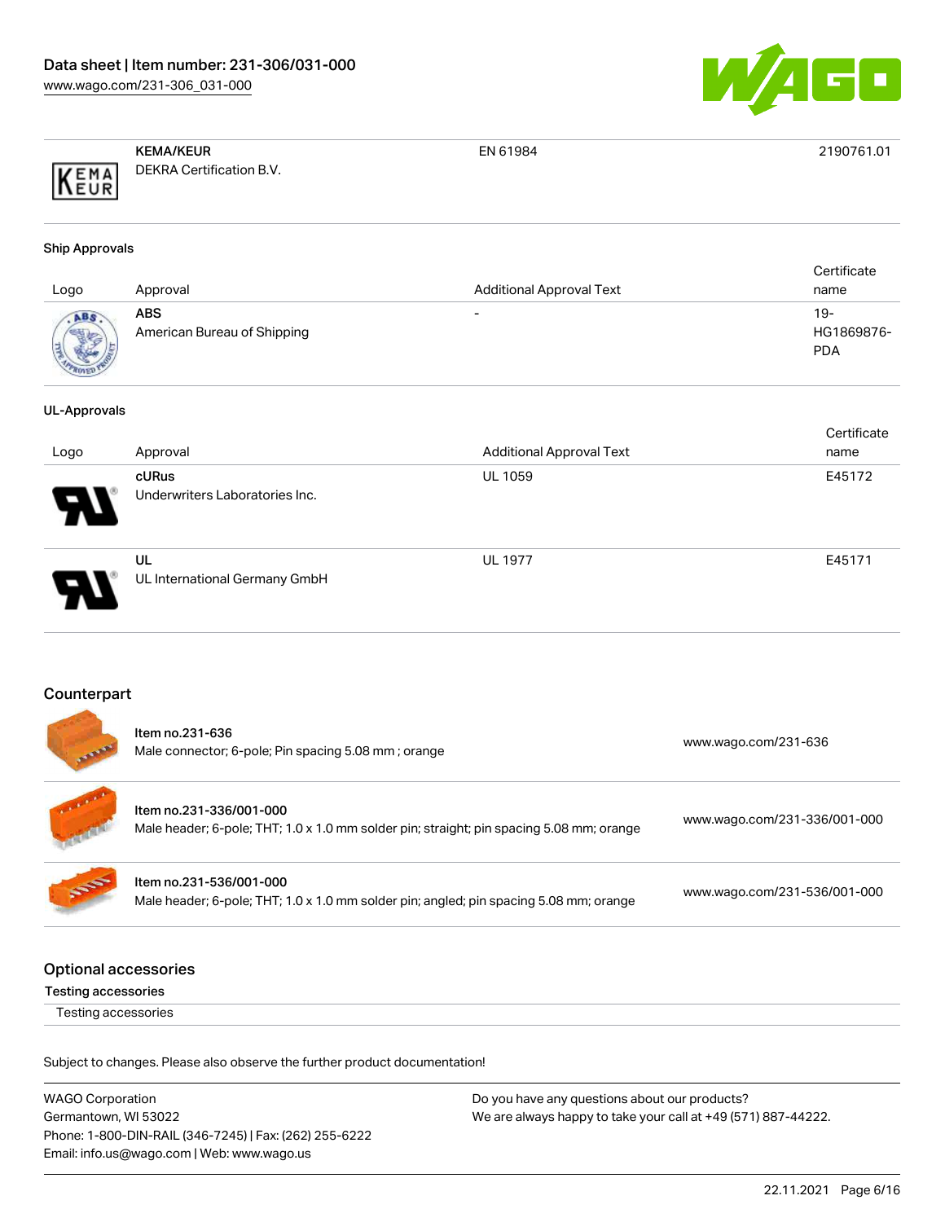| | | | |
|---|---|---|---|
| | **KEMA/KEUR**<br>DEKRA Certification B.V. | EN 61984 | 2190761.01 |

### Ship Approvals

| Logo | Approval | Additional Approval Text | Certificate name |
|---|---|---|---|
| | **ABS**<br>American Bureau of Shipping | - | 19-HG1869876-PDA |

### UL-Approvals

| Logo | Approval | Additional Approval Text | Certificate name |
|---|---|---|---|
| | **cURus**<br>Underwriters Laboratories Inc. | UL 1059 | E45172 |
| | **UL**<br>UL International Germany GmbH | UL 1977 | E45171 |

## Counterpart

| | | |
|---|---|---|
| | Item no.231-636<br>Male connector; 6-pole; Pin spacing 5.08 mm ; orange | www.wago.com/231-636 |
| | Item no.231-336/001-000<br>Male header; 6-pole; THT; 1.0 x 1.0 mm solder pin; straight; pin spacing 5.08 mm; orange | www.wago.com/231-336/001-000 |
| | Item no.231-536/001-000<br>Male header; 6-pole; THT; 1.0 x 1.0 mm solder pin; angled; pin spacing 5.08 mm; orange | www.wago.com/231-536/001-000 |

## Optional accessories

### Testing accessories

Testing accessories

Subject to changes. Please also observe the further product documentation!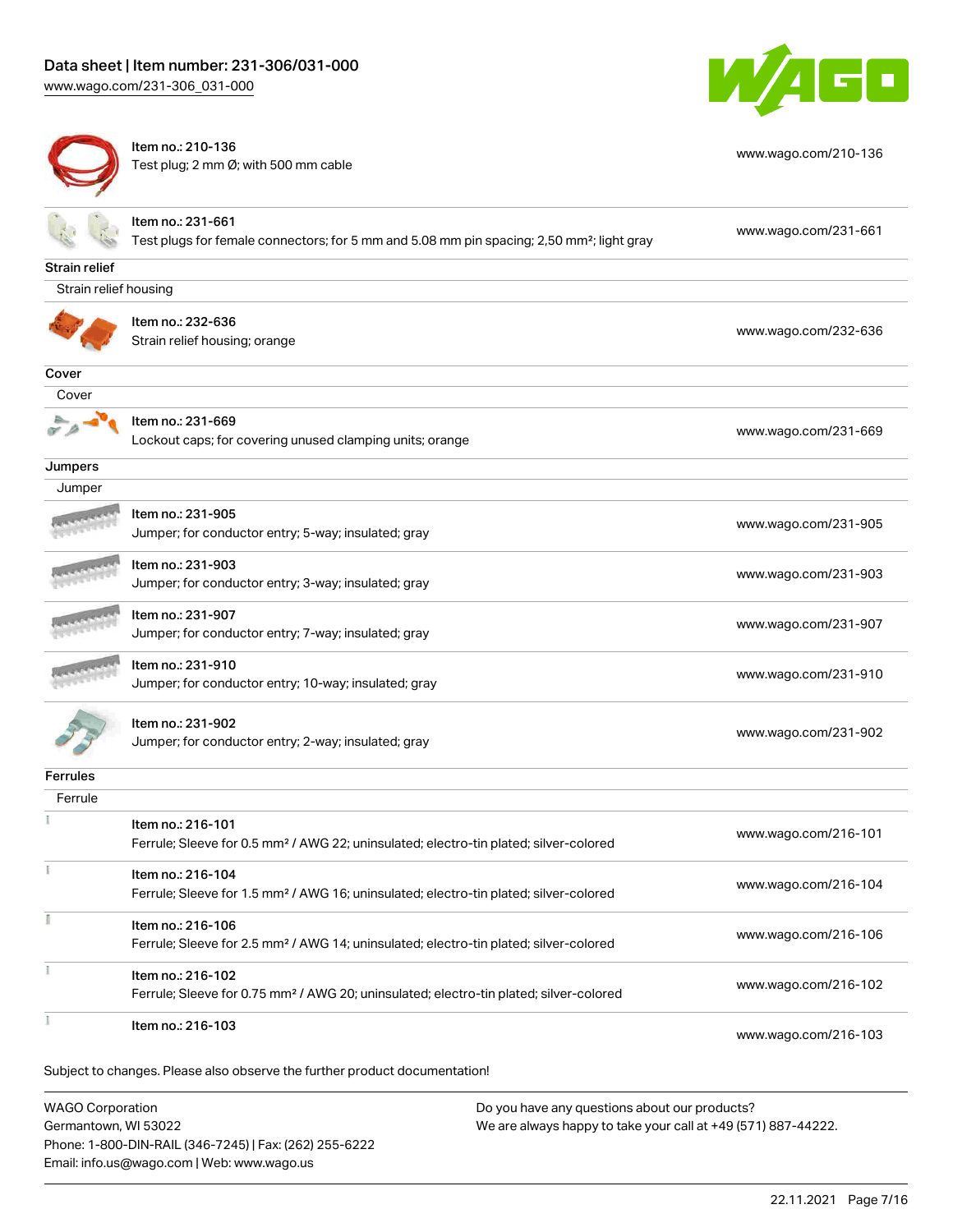| | | |
|---|---|---|
| | Item no.: 210-136<br>Test plug; 2 mm Ø; with 500 mm cable | www.wago.com/210-136 |
| | Item no.: 231-661<br>Test plugs for female connectors; for 5 mm and 5.08 mm pin spacing; 2,50 mm²; light gray | www.wago.com/231-661 |

**Strain relief**

Strain relief housing

| | | |
|---|---|---|
| | Item no.: 232-636<br>Strain relief housing; orange | www.wago.com/232-636 |

**Cover**

Cover

| | | |
|---|---|---|
| | Item no.: 231-669<br>Lockout caps; for covering unused clamping units; orange | www.wago.com/231-669 |

**Jumpers**

Jumper

| | | |
|---|---|---|
| | Item no.: 231-905<br>Jumper; for conductor entry; 5-way; insulated; gray | www.wago.com/231-905 |
| | Item no.: 231-903<br>Jumper; for conductor entry; 3-way; insulated; gray | www.wago.com/231-903 |
| | Item no.: 231-907<br>Jumper; for conductor entry; 7-way; insulated; gray | www.wago.com/231-907 |
| | Item no.: 231-910<br>Jumper; for conductor entry; 10-way; insulated; gray | www.wago.com/231-910 |
| | Item no.: 231-902<br>Jumper; for conductor entry; 2-way; insulated; gray | www.wago.com/231-902 |

**Ferrules**

Ferrule

| | | |
|---|---|---|
| | Item no.: 216-101<br>Ferrule; Sleeve for 0.5 mm² / AWG 22; uninsulated; electro-tin plated; silver-colored | www.wago.com/216-101 |
| | Item no.: 216-104<br>Ferrule; Sleeve for 1.5 mm² / AWG 16; uninsulated; electro-tin plated; silver-colored | www.wago.com/216-104 |
| | Item no.: 216-106<br>Ferrule; Sleeve for 2.5 mm² / AWG 14; uninsulated; electro-tin plated; silver-colored | www.wago.com/216-106 |
| | Item no.: 216-102<br>Ferrule; Sleeve for 0.75 mm² / AWG 20; uninsulated; electro-tin plated; silver-colored | www.wago.com/216-102 |
| | Item no.: 216-103 | www.wago.com/216-103 |

Subject to changes. Please also observe the further product documentation!

WAGO Corporation
Germantown, WI 53022
Phone: 1-800-DIN-RAIL (346-7245) | Fax: (262) 255-6222
Email: info.us@wago.com | Web: www.wago.us

Do you have any questions about our products?
We are always happy to take your call at +49 (571) 887-44222.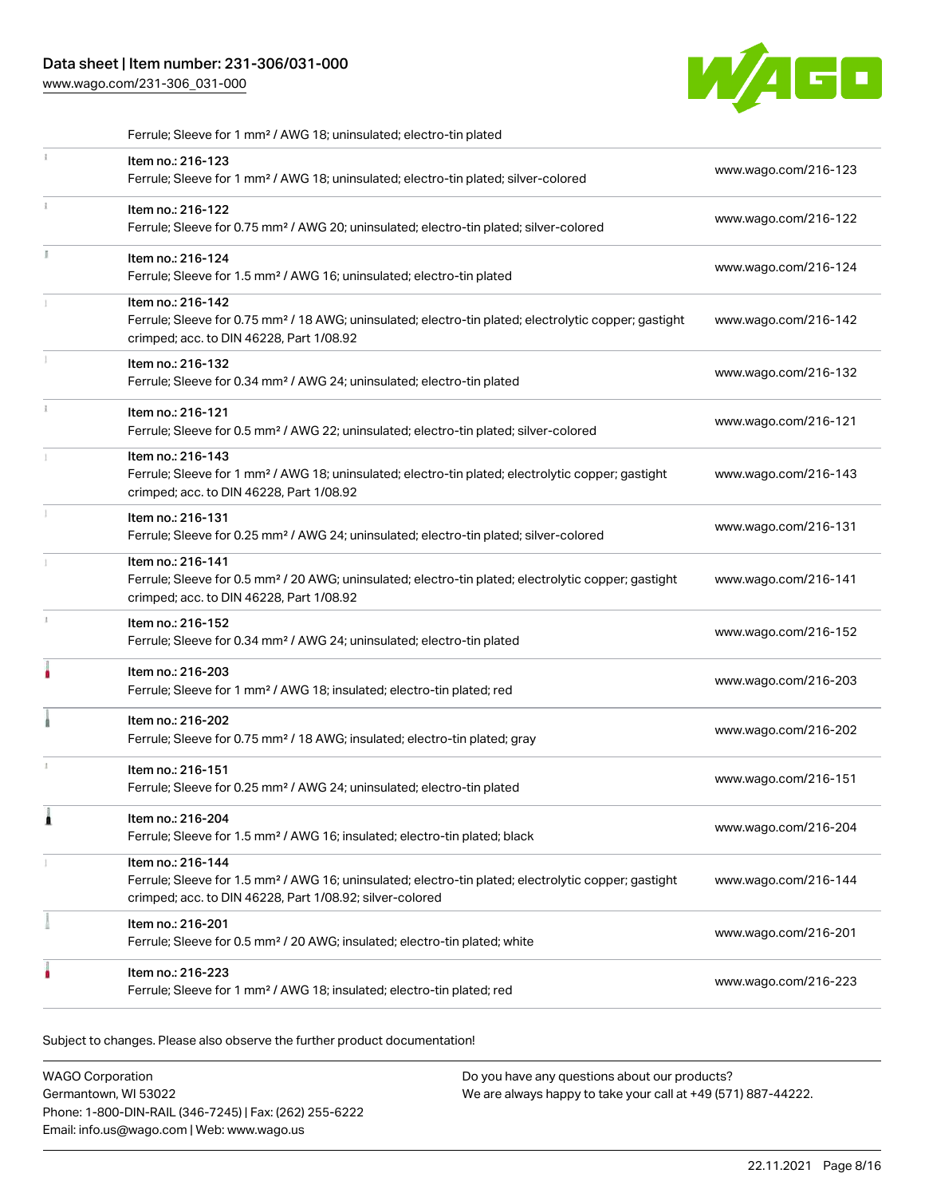Ferrule; Sleeve for 1 mm² / AWG 18; uninsulated; electro-tin plated

| | | |
|---|---|---|
| | Item no.: 216-123<br>Ferrule; Sleeve for 1 mm² / AWG 18; uninsulated; electro-tin plated; silver-colored | www.wago.com/216-123 |
| | Item no.: 216-122<br>Ferrule; Sleeve for 0.75 mm² / AWG 20; uninsulated; electro-tin plated; silver-colored | www.wago.com/216-122 |
| | Item no.: 216-124<br>Ferrule; Sleeve for 1.5 mm² / AWG 16; uninsulated; electro-tin plated | www.wago.com/216-124 |
| | Item no.: 216-142<br>Ferrule; Sleeve for 0.75 mm² / 18 AWG; uninsulated; electro-tin plated; electrolytic copper; gastight crimped; acc. to DIN 46228, Part 1/08.92 | www.wago.com/216-142 |
| | Item no.: 216-132<br>Ferrule; Sleeve for 0.34 mm² / AWG 24; uninsulated; electro-tin plated | www.wago.com/216-132 |
| | Item no.: 216-121<br>Ferrule; Sleeve for 0.5 mm² / AWG 22; uninsulated; electro-tin plated; silver-colored | www.wago.com/216-121 |
| | Item no.: 216-143<br>Ferrule; Sleeve for 1 mm² / AWG 18; uninsulated; electro-tin plated; electrolytic copper; gastight crimped; acc. to DIN 46228, Part 1/08.92 | www.wago.com/216-143 |
| | Item no.: 216-131<br>Ferrule; Sleeve for 0.25 mm² / AWG 24; uninsulated; electro-tin plated; silver-colored | www.wago.com/216-131 |
| | Item no.: 216-141<br>Ferrule; Sleeve for 0.5 mm² / 20 AWG; uninsulated; electro-tin plated; electrolytic copper; gastight crimped; acc. to DIN 46228, Part 1/08.92 | www.wago.com/216-141 |
| | Item no.: 216-152<br>Ferrule; Sleeve for 0.34 mm² / AWG 24; uninsulated; electro-tin plated | www.wago.com/216-152 |
| | Item no.: 216-203<br>Ferrule; Sleeve for 1 mm² / AWG 18; insulated; electro-tin plated; red | www.wago.com/216-203 |
| | Item no.: 216-202<br>Ferrule; Sleeve for 0.75 mm² / 18 AWG; insulated; electro-tin plated; gray | www.wago.com/216-202 |
| | Item no.: 216-151<br>Ferrule; Sleeve for 0.25 mm² / AWG 24; uninsulated; electro-tin plated | www.wago.com/216-151 |
| | Item no.: 216-204<br>Ferrule; Sleeve for 1.5 mm² / AWG 16; insulated; electro-tin plated; black | www.wago.com/216-204 |
| | Item no.: 216-144<br>Ferrule; Sleeve for 1.5 mm² / AWG 16; uninsulated; electro-tin plated; electrolytic copper; gastight crimped; acc. to DIN 46228, Part 1/08.92; silver-colored | www.wago.com/216-144 |
| | Item no.: 216-201<br>Ferrule; Sleeve for 0.5 mm² / 20 AWG; insulated; electro-tin plated; white | www.wago.com/216-201 |
| | Item no.: 216-223<br>Ferrule; Sleeve for 1 mm² / AWG 18; insulated; electro-tin plated; red | www.wago.com/216-223 |

Subject to changes. Please also observe the further product documentation!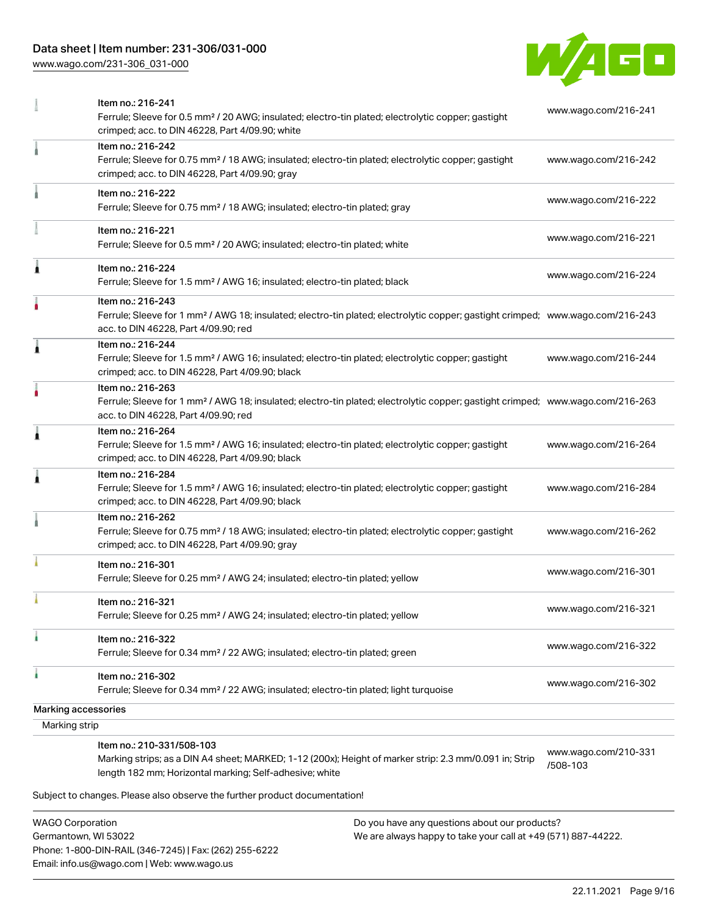| | | |
|---|---|---|
| | Item no.: 216-241<br>Ferrule; Sleeve for 0.5 mm² / 20 AWG; insulated; electro-tin plated; electrolytic copper; gastight crimped; acc. to DIN 46228, Part 4/09.90; white | www.wago.com/216-241 |
| | Item no.: 216-242<br>Ferrule; Sleeve for 0.75 mm² / 18 AWG; insulated; electro-tin plated; electrolytic copper; gastight crimped; acc. to DIN 46228, Part 4/09.90; gray | www.wago.com/216-242 |
| | Item no.: 216-222<br>Ferrule; Sleeve for 0.75 mm² / 18 AWG; insulated; electro-tin plated; gray | www.wago.com/216-222 |
| | Item no.: 216-221<br>Ferrule; Sleeve for 0.5 mm² / 20 AWG; insulated; electro-tin plated; white | www.wago.com/216-221 |
| | Item no.: 216-224<br>Ferrule; Sleeve for 1.5 mm² / AWG 16; insulated; electro-tin plated; black | www.wago.com/216-224 |
| | Item no.: 216-243<br>Ferrule; Sleeve for 1 mm² / AWG 18; insulated; electro-tin plated; electrolytic copper; gastight crimped; acc. to DIN 46228, Part 4/09.90; red | www.wago.com/216-243 |
| | Item no.: 216-244<br>Ferrule; Sleeve for 1.5 mm² / AWG 16; insulated; electro-tin plated; electrolytic copper; gastight crimped; acc. to DIN 46228, Part 4/09.90; black | www.wago.com/216-244 |
| | Item no.: 216-263<br>Ferrule; Sleeve for 1 mm² / AWG 18; insulated; electro-tin plated; electrolytic copper; gastight crimped; acc. to DIN 46228, Part 4/09.90; red | www.wago.com/216-263 |
| | Item no.: 216-264<br>Ferrule; Sleeve for 1.5 mm² / AWG 16; insulated; electro-tin plated; electrolytic copper; gastight crimped; acc. to DIN 46228, Part 4/09.90; black | www.wago.com/216-264 |
| | Item no.: 216-284<br>Ferrule; Sleeve for 1.5 mm² / AWG 16; insulated; electro-tin plated; electrolytic copper; gastight crimped; acc. to DIN 46228, Part 4/09.90; black | www.wago.com/216-284 |
| | Item no.: 216-262<br>Ferrule; Sleeve for 0.75 mm² / 18 AWG; insulated; electro-tin plated; electrolytic copper; gastight crimped; acc. to DIN 46228, Part 4/09.90; gray | www.wago.com/216-262 |
| | Item no.: 216-301<br>Ferrule; Sleeve for 0.25 mm² / AWG 24; insulated; electro-tin plated; yellow | www.wago.com/216-301 |
| | Item no.: 216-321<br>Ferrule; Sleeve for 0.25 mm² / AWG 24; insulated; electro-tin plated; yellow | www.wago.com/216-321 |
| | Item no.: 216-322<br>Ferrule; Sleeve for 0.34 mm² / 22 AWG; insulated; electro-tin plated; green | www.wago.com/216-322 |
| | Item no.: 216-302<br>Ferrule; Sleeve for 0.34 mm² / 22 AWG; insulated; electro-tin plated; light turquoise | www.wago.com/216-302 |

**Marking accessories**

Marking strip

| | | |
|---|---|---|
| | Item no.: 210-331/508-103<br>Marking strips; as a DIN A4 sheet; MARKED; 1-12 (200x); Height of marker strip: 2.3 mm/0.091 in; Strip length 182 mm; Horizontal marking; Self-adhesive; white | www.wago.com/210-331/508-103 |

Subject to changes. Please also observe the further product documentation!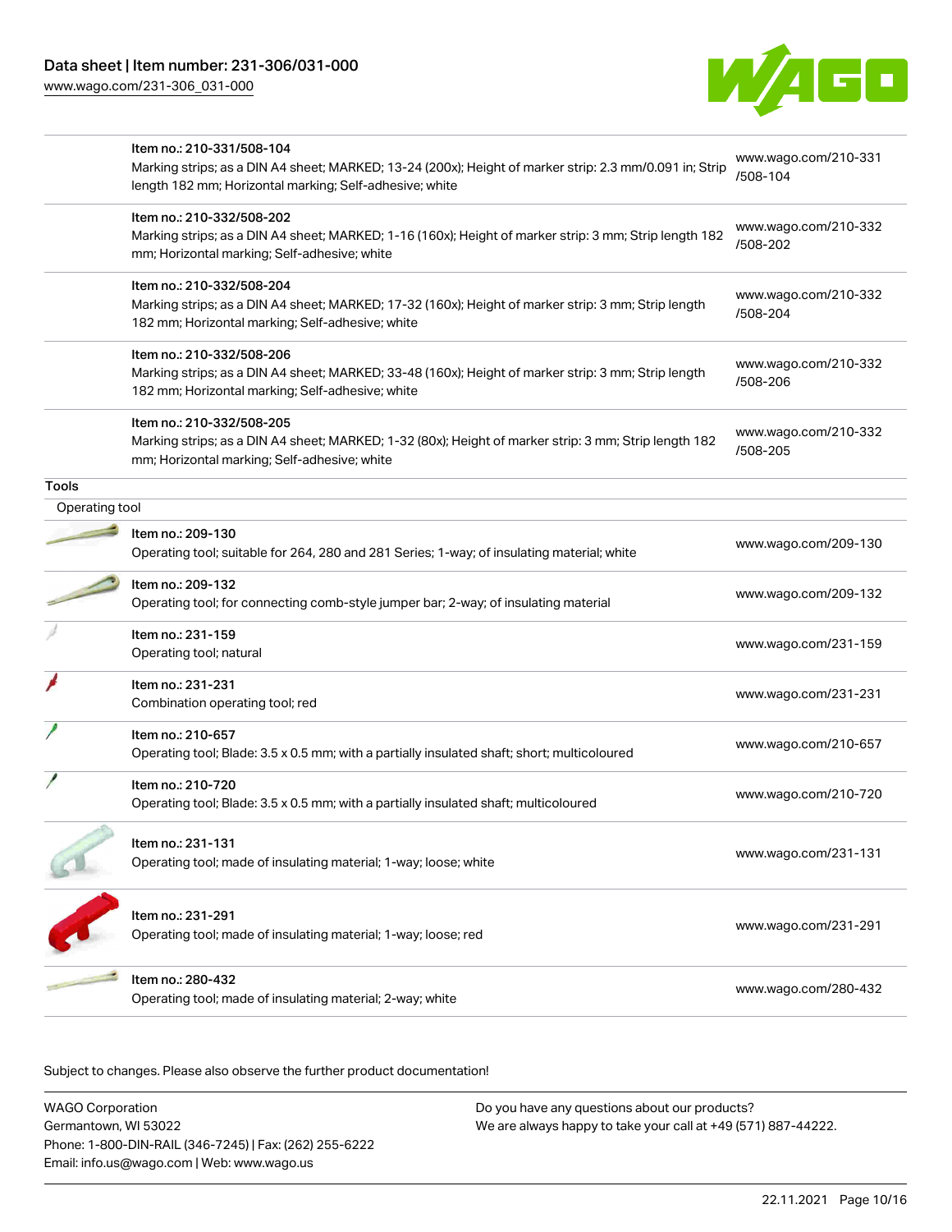| | | |
|---|---|---|
| | Item no.: 210-331/508-104<br>Marking strips; as a DIN A4 sheet; MARKED; 13-24 (200x); Height of marker strip: 2.3 mm/0.091 in; Strip length 182 mm; Horizontal marking; Self-adhesive; white | www.wago.com/210-331/508-104 |
| | Item no.: 210-332/508-202<br>Marking strips; as a DIN A4 sheet; MARKED; 1-16 (160x); Height of marker strip: 3 mm; Strip length 182 mm; Horizontal marking; Self-adhesive; white | www.wago.com/210-332/508-202 |
| | Item no.: 210-332/508-204<br>Marking strips; as a DIN A4 sheet; MARKED; 17-32 (160x); Height of marker strip: 3 mm; Strip length 182 mm; Horizontal marking; Self-adhesive; white | www.wago.com/210-332/508-204 |
| | Item no.: 210-332/508-206<br>Marking strips; as a DIN A4 sheet; MARKED; 33-48 (160x); Height of marker strip: 3 mm; Strip length 182 mm; Horizontal marking; Self-adhesive; white | www.wago.com/210-332/508-206 |
| | Item no.: 210-332/508-205<br>Marking strips; as a DIN A4 sheet; MARKED; 1-32 (80x); Height of marker strip: 3 mm; Strip length 182 mm; Horizontal marking; Self-adhesive; white | www.wago.com/210-332/508-205 |

**Tools**

Operating tool

| | | |
|---|---|---|
| | Item no.: 209-130<br>Operating tool; suitable for 264, 280 and 281 Series; 1-way; of insulating material; white | www.wago.com/209-130 |
| | Item no.: 209-132<br>Operating tool; for connecting comb-style jumper bar; 2-way; of insulating material | www.wago.com/209-132 |
| | Item no.: 231-159<br>Operating tool; natural | www.wago.com/231-159 |
| | Item no.: 231-231<br>Combination operating tool; red | www.wago.com/231-231 |
| | Item no.: 210-657<br>Operating tool; Blade: 3.5 x 0.5 mm; with a partially insulated shaft; short; multicoloured | www.wago.com/210-657 |
| | Item no.: 210-720<br>Operating tool; Blade: 3.5 x 0.5 mm; with a partially insulated shaft; multicoloured | www.wago.com/210-720 |
| | Item no.: 231-131<br>Operating tool; made of insulating material; 1-way; loose; white | www.wago.com/231-131 |
| | Item no.: 231-291<br>Operating tool; made of insulating material; 1-way; loose; red | www.wago.com/231-291 |
| | Item no.: 280-432<br>Operating tool; made of insulating material; 2-way; white | www.wago.com/280-432 |

Subject to changes. Please also observe the further product documentation!

WAGO Corporation
Germantown, WI 53022
Phone: 1-800-DIN-RAIL (346-7245) | Fax: (262) 255-6222
Email: info.us@wago.com | Web: www.wago.us

Do you have any questions about our products?
We are always happy to take your call at +49 (571) 887-44222.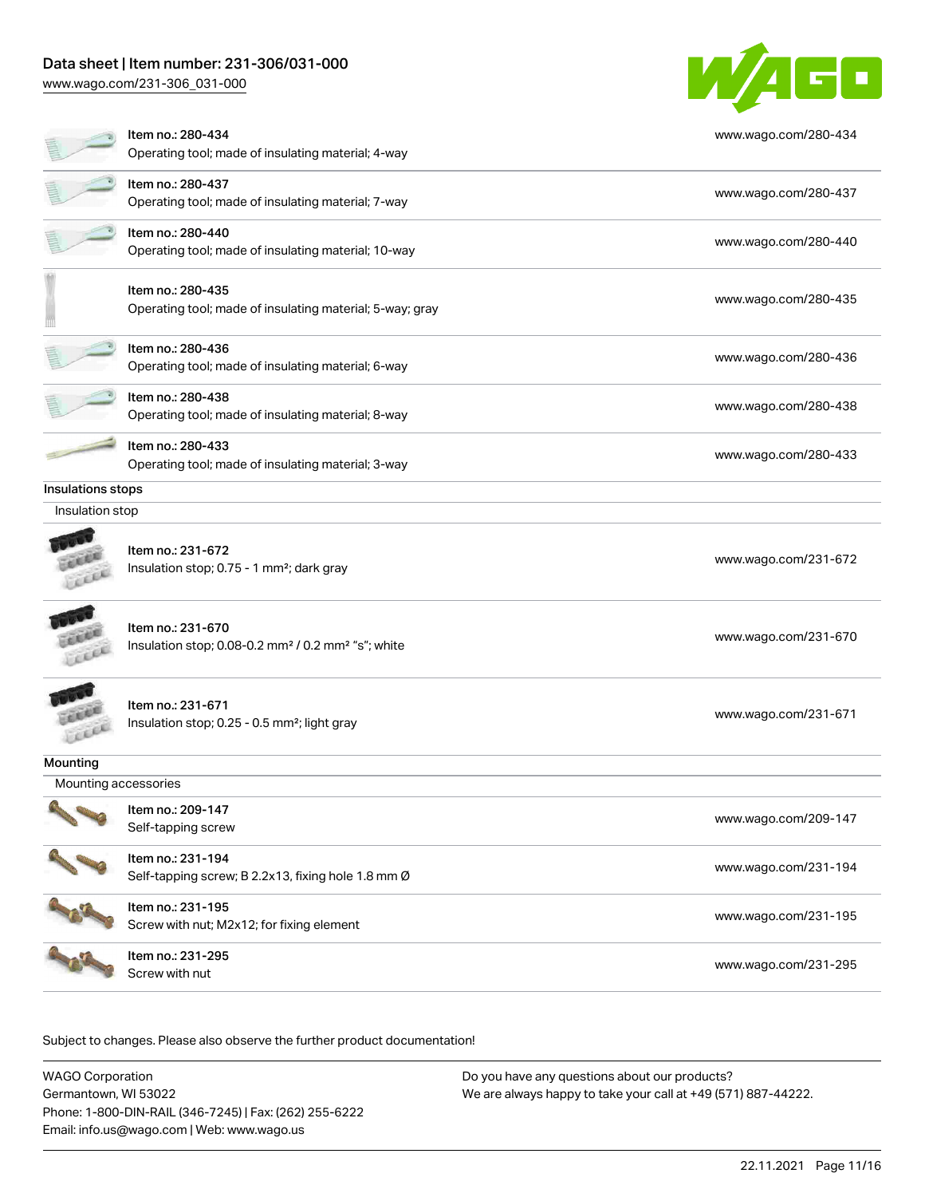| | | |
|---|---|---|
| | Item no.: 280-434<br>Operating tool; made of insulating material; 4-way | www.wago.com/280-434 |
| | Item no.: 280-437<br>Operating tool; made of insulating material; 7-way | www.wago.com/280-437 |
| | Item no.: 280-440<br>Operating tool; made of insulating material; 10-way | www.wago.com/280-440 |
| | Item no.: 280-435<br>Operating tool; made of insulating material; 5-way; gray | www.wago.com/280-435 |
| | Item no.: 280-436<br>Operating tool; made of insulating material; 6-way | www.wago.com/280-436 |
| | Item no.: 280-438<br>Operating tool; made of insulating material; 8-way | www.wago.com/280-438 |
| | Item no.: 280-433<br>Operating tool; made of insulating material; 3-way | www.wago.com/280-433 |

## Insulations stops

### Insulation stop

| | | |
|---|---|---|
| | Item no.: 231-672<br>Insulation stop; 0.75 - 1 mm²; dark gray | www.wago.com/231-672 |
| | Item no.: 231-670<br>Insulation stop; 0.08-0.2 mm² / 0.2 mm² "s"; white | www.wago.com/231-670 |
| | Item no.: 231-671<br>Insulation stop; 0.25 - 0.5 mm²; light gray | www.wago.com/231-671 |

## Mounting

### Mounting accessories

| | | |
|---|---|---|
| | Item no.: 209-147<br>Self-tapping screw | www.wago.com/209-147 |
| | Item no.: 231-194<br>Self-tapping screw; B 2.2x13, fixing hole 1.8 mm Ø | www.wago.com/231-194 |
| | Item no.: 231-195<br>Screw with nut; M2x12; for fixing element | www.wago.com/231-195 |
| | Item no.: 231-295<br>Screw with nut | www.wago.com/231-295 |

Subject to changes. Please also observe the further product documentation!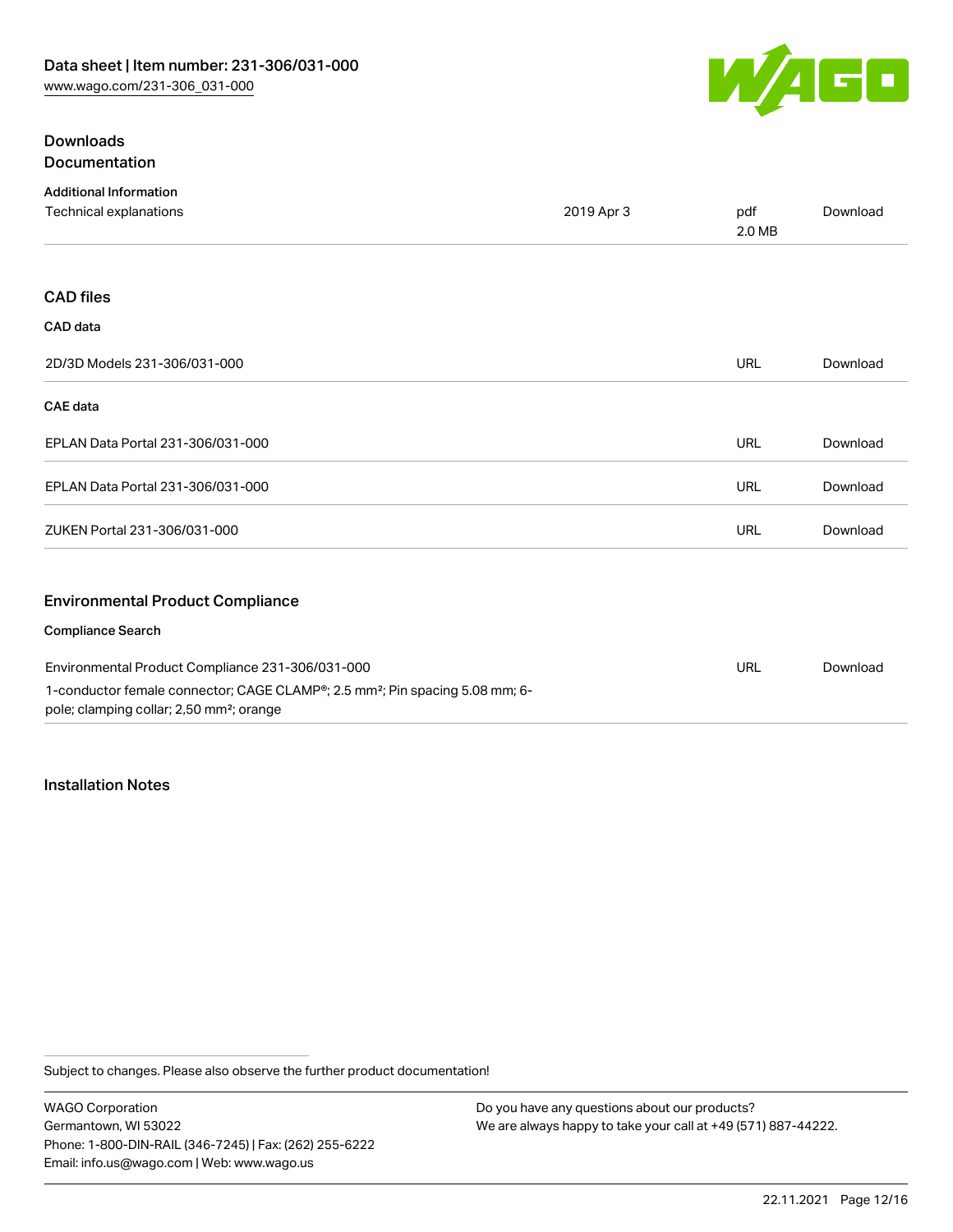## Downloads
## Documentation

### Additional Information

| | | | |
|---|---|---|---|
| Technical explanations | 2019 Apr 3 | pdf 2.0 MB | Download |

## CAD files

### CAD data

| | | |
|---|---|---|
| 2D/3D Models 231-306/031-000 | URL | Download |

### CAE data

| | | |
|---|---|---|
| EPLAN Data Portal 231-306/031-000 | URL | Download |
| EPLAN Data Portal 231-306/031-000 | URL | Download |
| ZUKEN Portal 231-306/031-000 | URL | Download |

## Environmental Product Compliance

### Compliance Search

| | | |
|---|---|---|
| Environmental Product Compliance 231-306/031-000<br>1-conductor female connector; CAGE CLAMP®; 2.5 mm²; Pin spacing 5.08 mm; 6-pole; clamping collar; 2,50 mm²; orange | URL | Download |

## Installation Notes

Subject to changes. Please also observe the further product documentation!

WAGO Corporation
Germantown, WI 53022
Phone: 1-800-DIN-RAIL (346-7245) | Fax: (262) 255-6222
Email: info.us@wago.com | Web: www.wago.us

Do you have any questions about our products?
We are always happy to take your call at +49 (571) 887-44222.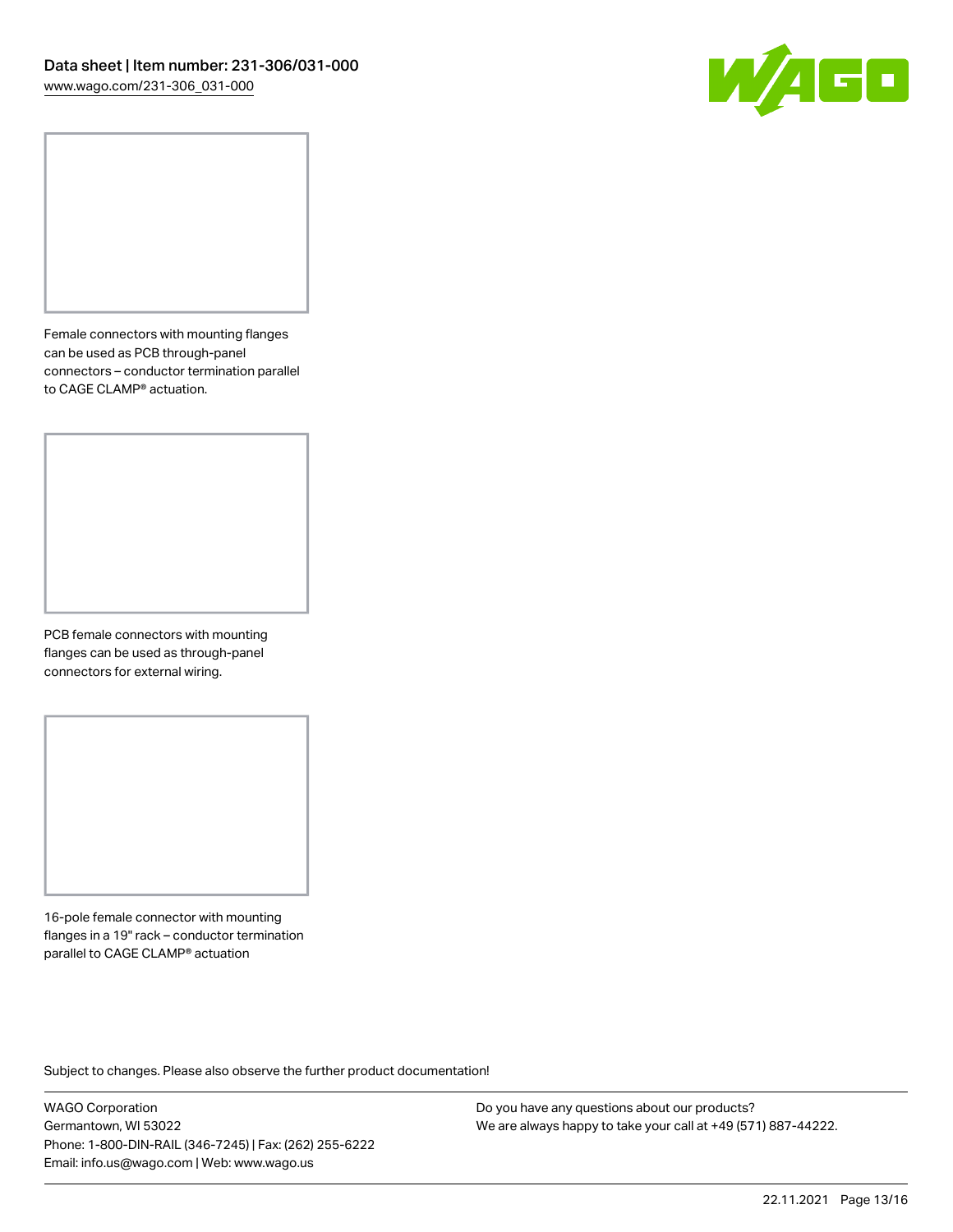Female connectors with mounting flanges can be used as PCB through-panel connectors – conductor termination parallel to CAGE CLAMP® actuation.

PCB female connectors with mounting flanges can be used as through-panel connectors for external wiring.

16-pole female connector with mounting flanges in a 19" rack – conductor termination parallel to CAGE CLAMP® actuation

Subject to changes. Please also observe the further product documentation!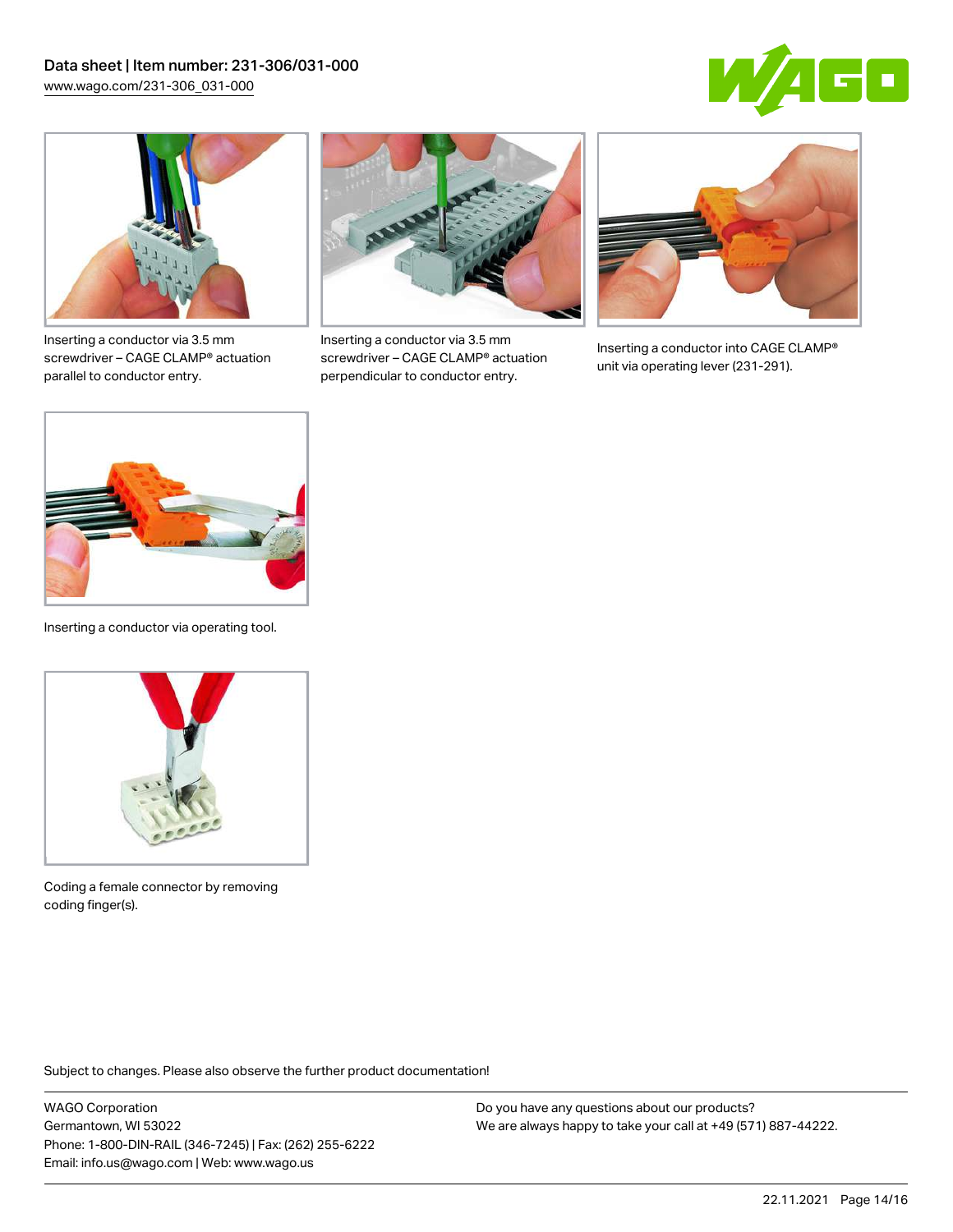Inserting a conductor via 3.5 mm screwdriver – CAGE CLAMP® actuation parallel to conductor entry.

Inserting a conductor via 3.5 mm screwdriver – CAGE CLAMP® actuation perpendicular to conductor entry.

Inserting a conductor into CAGE CLAMP® unit via operating lever (231-291).

Inserting a conductor via operating tool.

Coding a female connector by removing coding finger(s).

Subject to changes. Please also observe the further product documentation!

WAGO Corporation
Germantown, WI 53022
Phone: 1-800-DIN-RAIL (346-7245) | Fax: (262) 255-6222
Email: info.us@wago.com | Web: www.wago.us

Do you have any questions about our products?
We are always happy to take your call at +49 (571) 887-44222.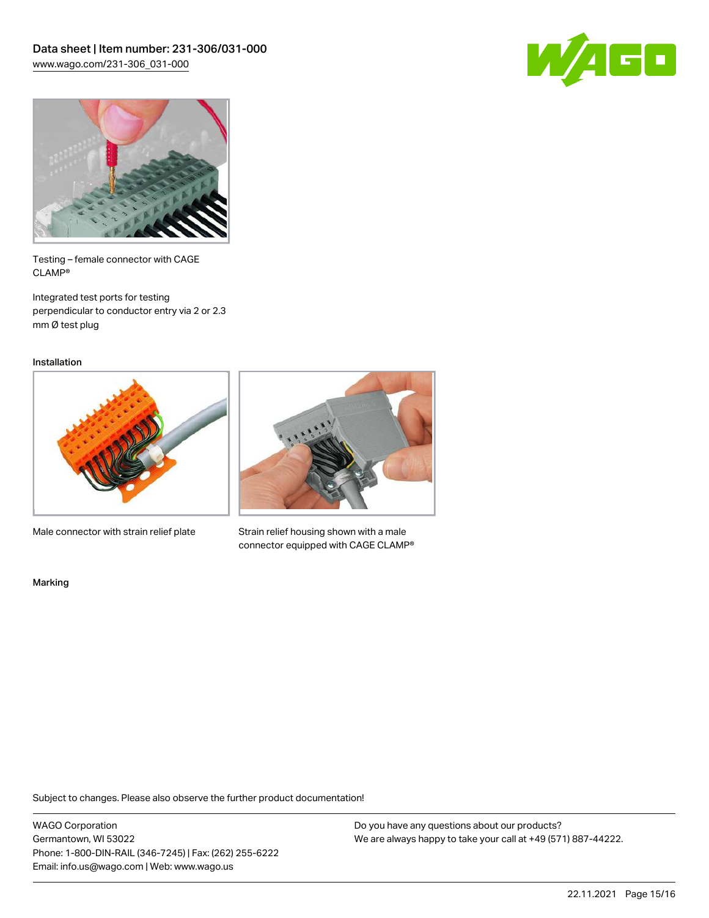Testing – female connector with CAGE CLAMP®

Integrated test ports for testing perpendicular to conductor entry via 2 or 2.3 mm Ø test plug

Installation

Male connector with strain relief plate

Strain relief housing shown with a male connector equipped with CAGE CLAMP®

Marking

Subject to changes. Please also observe the further product documentation!

WAGO Corporation
Germantown, WI 53022
Phone: 1-800-DIN-RAIL (346-7245) | Fax: (262) 255-6222
Email: info.us@wago.com | Web: www.wago.us

Do you have any questions about our products?
We are always happy to take your call at +49 (571) 887-44222.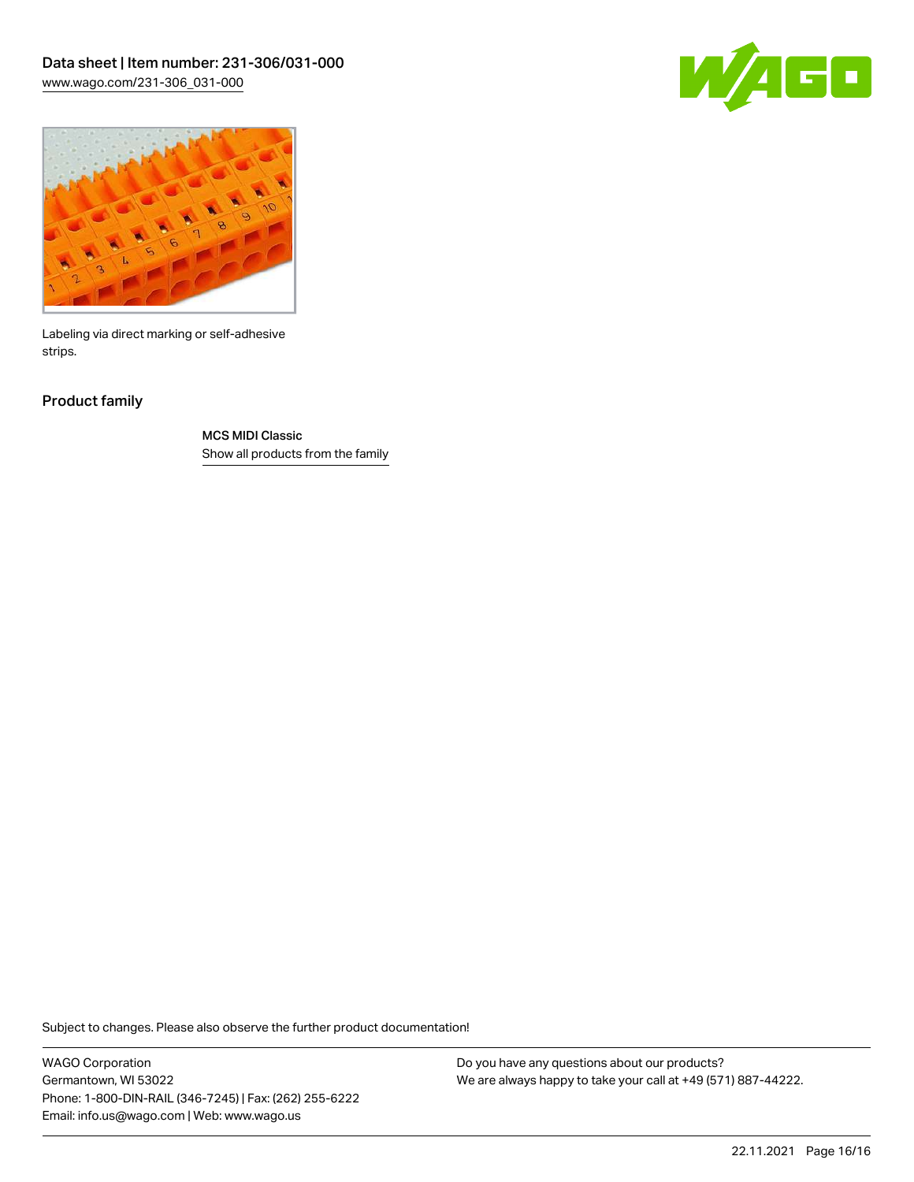Labeling via direct marking or self-adhesive strips.

## Product family

MCS MIDI Classic

Show all products from the family

Subject to changes. Please also observe the further product documentation!

WAGO Corporation
Germantown, WI 53022
Phone: 1-800-DIN-RAIL (346-7245) | Fax: (262) 255-6222
Email: info.us@wago.com | Web: www.wago.us

Do you have any questions about our products?
We are always happy to take your call at +49 (571) 887-44222.